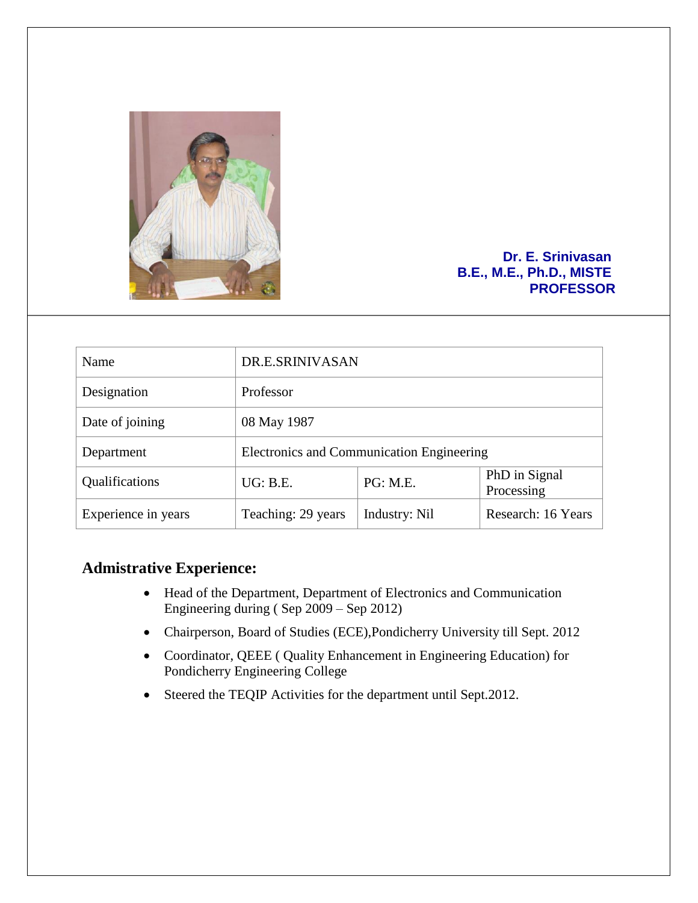**Dr. E. Srinivasan**
**B.E., M.E., Ph.D., MISTE**
**PROFESSOR**

| Name | DR.E.SRINIVASAN | | |
|---|---|---|---|
| Designation | Professor | | |
| Date of joining | 08 May 1987 | | |
| Department | Electronics and Communication Engineering | | |
| Qualifications | UG: B.E. | PG: M.E. | PhD in Signal Processing |
| Experience in years | Teaching: 29 years | Industry: Nil | Research: 16 Years |

## Admistrative Experience:

- Head of the Department, Department of Electronics and Communication Engineering during ( Sep 2009 – Sep 2012)
- Chairperson, Board of Studies (ECE),Pondicherry University till Sept. 2012
- Coordinator, QEEE ( Quality Enhancement in Engineering Education) for Pondicherry Engineering College
- Steered the TEQIP Activities for the department until Sept.2012.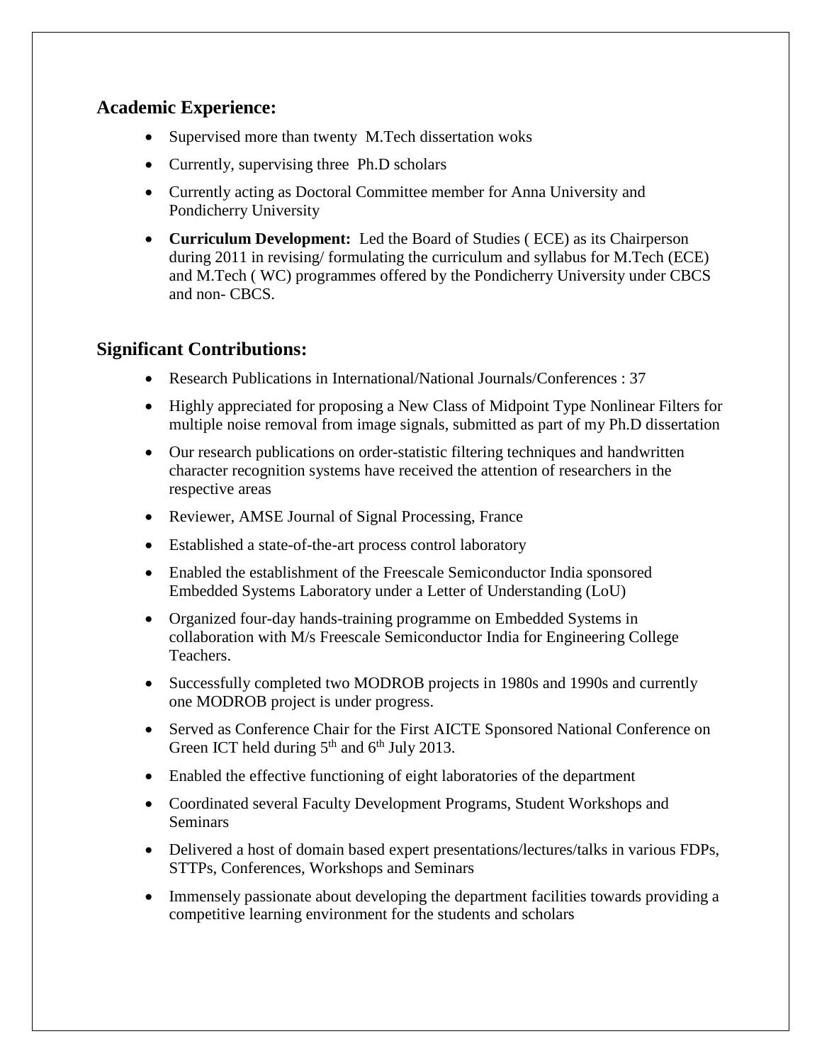## Academic Experience:

- Supervised more than twenty M.Tech dissertation woks
- Currently, supervising three Ph.D scholars
- Currently acting as Doctoral Committee member for Anna University and Pondicherry University
- **Curriculum Development:** Led the Board of Studies ( ECE) as its Chairperson during 2011 in revising/ formulating the curriculum and syllabus for M.Tech (ECE) and M.Tech ( WC) programmes offered by the Pondicherry University under CBCS and non- CBCS.

## Significant Contributions:

- Research Publications in International/National Journals/Conferences : 37
- Highly appreciated for proposing a New Class of Midpoint Type Nonlinear Filters for multiple noise removal from image signals, submitted as part of my Ph.D dissertation
- Our research publications on order-statistic filtering techniques and handwritten character recognition systems have received the attention of researchers in the respective areas
- Reviewer, AMSE Journal of Signal Processing, France
- Established a state-of-the-art process control laboratory
- Enabled the establishment of the Freescale Semiconductor India sponsored Embedded Systems Laboratory under a Letter of Understanding (LoU)
- Organized four-day hands-training programme on Embedded Systems in collaboration with M/s Freescale Semiconductor India for Engineering College Teachers.
- Successfully completed two MODROB projects in 1980s and 1990s and currently one MODROB project is under progress.
- Served as Conference Chair for the First AICTE Sponsored National Conference on Green ICT held during 5th and 6th July 2013.
- Enabled the effective functioning of eight laboratories of the department
- Coordinated several Faculty Development Programs, Student Workshops and Seminars
- Delivered a host of domain based expert presentations/lectures/talks in various FDPs, STTPs, Conferences, Workshops and Seminars
- Immensely passionate about developing the department facilities towards providing a competitive learning environment for the students and scholars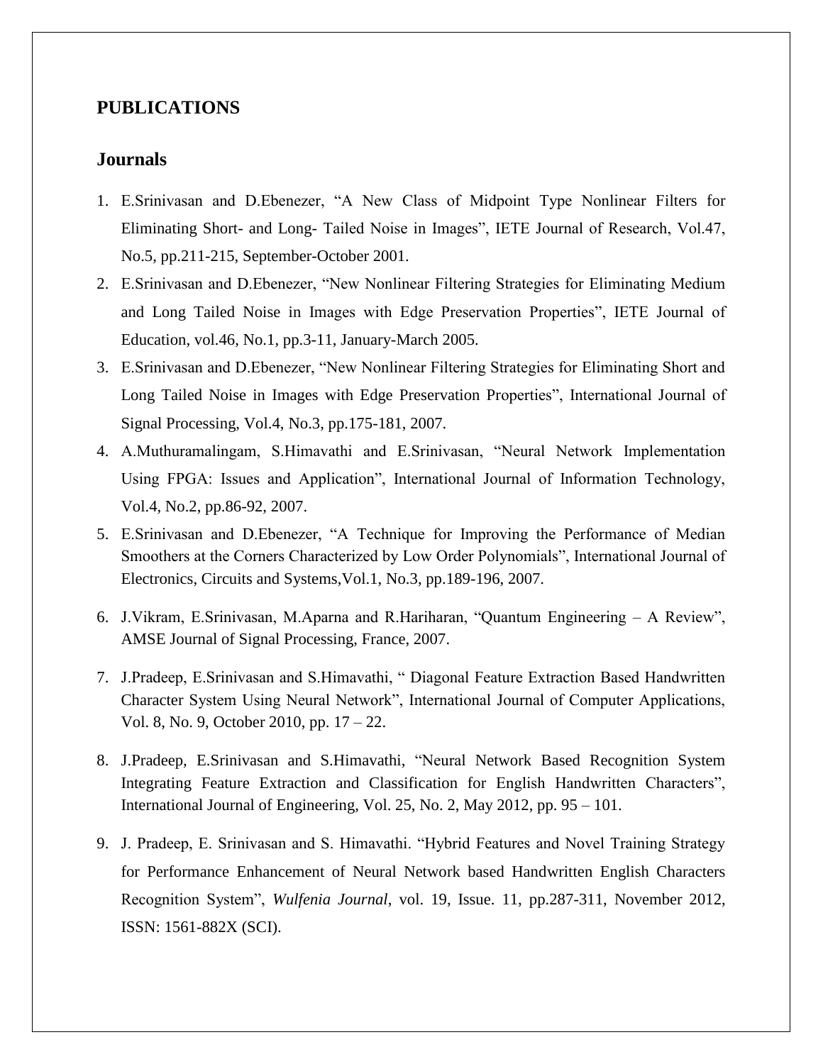## PUBLICATIONS

### Journals

1. E.Srinivasan and D.Ebenezer, "A New Class of Midpoint Type Nonlinear Filters for Eliminating Short- and Long- Tailed Noise in Images", IETE Journal of Research, Vol.47, No.5, pp.211-215, September-October 2001.
2. E.Srinivasan and D.Ebenezer, "New Nonlinear Filtering Strategies for Eliminating Medium and Long Tailed Noise in Images with Edge Preservation Properties", IETE Journal of Education, vol.46, No.1, pp.3-11, January-March 2005.
3. E.Srinivasan and D.Ebenezer, "New Nonlinear Filtering Strategies for Eliminating Short and Long Tailed Noise in Images with Edge Preservation Properties", International Journal of Signal Processing, Vol.4, No.3, pp.175-181, 2007.
4. A.Muthuramalingam, S.Himavathi and E.Srinivasan, "Neural Network Implementation Using FPGA: Issues and Application", International Journal of Information Technology, Vol.4, No.2, pp.86-92, 2007.
5. E.Srinivasan and D.Ebenezer, "A Technique for Improving the Performance of Median Smoothers at the Corners Characterized by Low Order Polynomials", International Journal of Electronics, Circuits and Systems,Vol.1, No.3, pp.189-196, 2007.
6. J.Vikram, E.Srinivasan, M.Aparna and R.Hariharan, "Quantum Engineering – A Review", AMSE Journal of Signal Processing, France, 2007.
7. J.Pradeep, E.Srinivasan and S.Himavathi, " Diagonal Feature Extraction Based Handwritten Character System Using Neural Network", International Journal of Computer Applications, Vol. 8, No. 9, October 2010, pp. 17 – 22.
8. J.Pradeep, E.Srinivasan and S.Himavathi, "Neural Network Based Recognition System Integrating Feature Extraction and Classification for English Handwritten Characters", International Journal of Engineering, Vol. 25, No. 2, May 2012, pp. 95 – 101.
9. J. Pradeep, E. Srinivasan and S. Himavathi. "Hybrid Features and Novel Training Strategy for Performance Enhancement of Neural Network based Handwritten English Characters Recognition System", *Wulfenia Journal*, vol. 19, Issue. 11, pp.287-311, November 2012, ISSN: 1561-882X (SCI).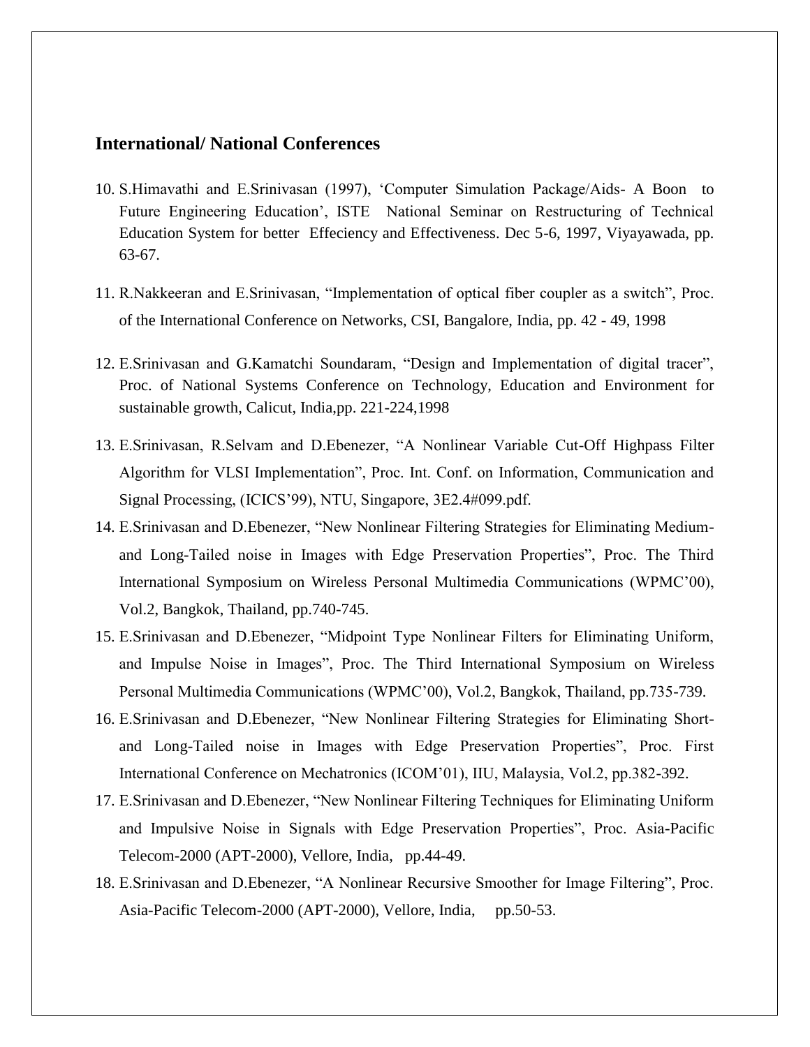## International/ National Conferences

10. S.Himavathi and E.Srinivasan (1997), 'Computer Simulation Package/Aids- A Boon to Future Engineering Education', ISTE National Seminar on Restructuring of Technical Education System for better Effeciency and Effectiveness. Dec 5-6, 1997, Viyayawada, pp. 63-67.
11. R.Nakkeeran and E.Srinivasan, "Implementation of optical fiber coupler as a switch", Proc. of the International Conference on Networks, CSI, Bangalore, India, pp. 42 - 49, 1998
12. E.Srinivasan and G.Kamatchi Soundaram, "Design and Implementation of digital tracer", Proc. of National Systems Conference on Technology, Education and Environment for sustainable growth, Calicut, India,pp. 221-224,1998
13. E.Srinivasan, R.Selvam and D.Ebenezer, "A Nonlinear Variable Cut-Off Highpass Filter Algorithm for VLSI Implementation", Proc. Int. Conf. on Information, Communication and Signal Processing, (ICICS'99), NTU, Singapore, 3E2.4#099.pdf.
14. E.Srinivasan and D.Ebenezer, "New Nonlinear Filtering Strategies for Eliminating Medium- and Long-Tailed noise in Images with Edge Preservation Properties", Proc. The Third International Symposium on Wireless Personal Multimedia Communications (WPMC'00), Vol.2, Bangkok, Thailand, pp.740-745.
15. E.Srinivasan and D.Ebenezer, "Midpoint Type Nonlinear Filters for Eliminating Uniform, and Impulse Noise in Images", Proc. The Third International Symposium on Wireless Personal Multimedia Communications (WPMC'00), Vol.2, Bangkok, Thailand, pp.735-739.
16. E.Srinivasan and D.Ebenezer, "New Nonlinear Filtering Strategies for Eliminating Short- and Long-Tailed noise in Images with Edge Preservation Properties", Proc. First International Conference on Mechatronics (ICOM'01), IIU, Malaysia, Vol.2, pp.382-392.
17. E.Srinivasan and D.Ebenezer, "New Nonlinear Filtering Techniques for Eliminating Uniform and Impulsive Noise in Signals with Edge Preservation Properties", Proc. Asia-Pacific Telecom-2000 (APT-2000), Vellore, India, pp.44-49.
18. E.Srinivasan and D.Ebenezer, "A Nonlinear Recursive Smoother for Image Filtering", Proc. Asia-Pacific Telecom-2000 (APT-2000), Vellore, India, pp.50-53.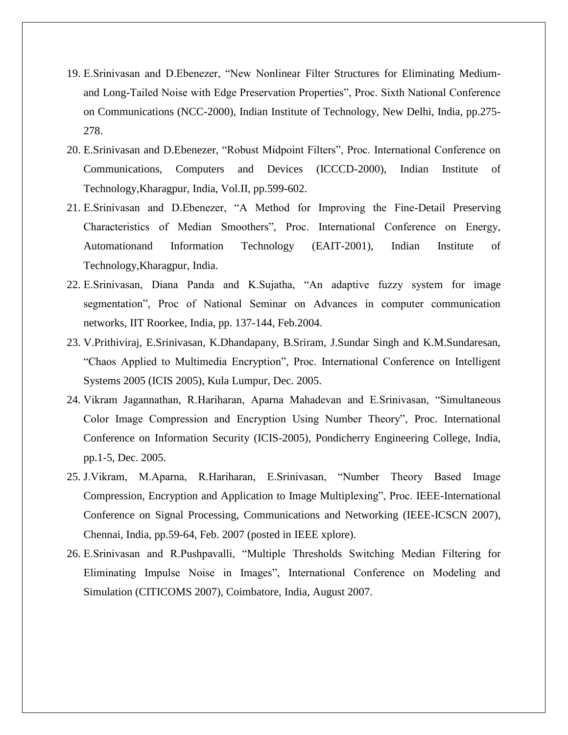19. E.Srinivasan and D.Ebenezer, "New Nonlinear Filter Structures for Eliminating Medium-and Long-Tailed Noise with Edge Preservation Properties", Proc. Sixth National Conference on Communications (NCC-2000), Indian Institute of Technology, New Delhi, India, pp.275-278.
20. E.Srinivasan and D.Ebenezer, "Robust Midpoint Filters", Proc. International Conference on Communications, Computers and Devices (ICCCD-2000), Indian Institute of Technology,Kharagpur, India, Vol.II, pp.599-602.
21. E.Srinivasan and D.Ebenezer, "A Method for Improving the Fine-Detail Preserving Characteristics of Median Smoothers", Proc. International Conference on Energy, Automationand Information Technology (EAIT-2001), Indian Institute of Technology,Kharagpur, India.
22. E.Srinivasan, Diana Panda and K.Sujatha, "An adaptive fuzzy system for image segmentation", Proc of National Seminar on Advances in computer communication networks, IIT Roorkee, India, pp. 137-144, Feb.2004.
23. V.Prithiviraj, E.Srinivasan, K.Dhandapany, B.Sriram, J.Sundar Singh and K.M.Sundaresan, "Chaos Applied to Multimedia Encryption", Proc. International Conference on Intelligent Systems 2005 (ICIS 2005), Kula Lumpur, Dec. 2005.
24. Vikram Jagannathan, R.Hariharan, Aparna Mahadevan and E.Srinivasan, "Simultaneous Color Image Compression and Encryption Using Number Theory", Proc. International Conference on Information Security (ICIS-2005), Pondicherry Engineering College, India, pp.1-5, Dec. 2005.
25. J.Vikram, M.Aparna, R.Hariharan, E.Srinivasan, "Number Theory Based Image Compression, Encryption and Application to Image Multiplexing", Proc. IEEE-International Conference on Signal Processing, Communications and Networking (IEEE-ICSCN 2007), Chennai, India, pp.59-64, Feb. 2007 (posted in IEEE xplore).
26. E.Srinivasan and R.Pushpavalli, "Multiple Thresholds Switching Median Filtering for Eliminating Impulse Noise in Images", International Conference on Modeling and Simulation (CITICOMS 2007), Coimbatore, India, August 2007.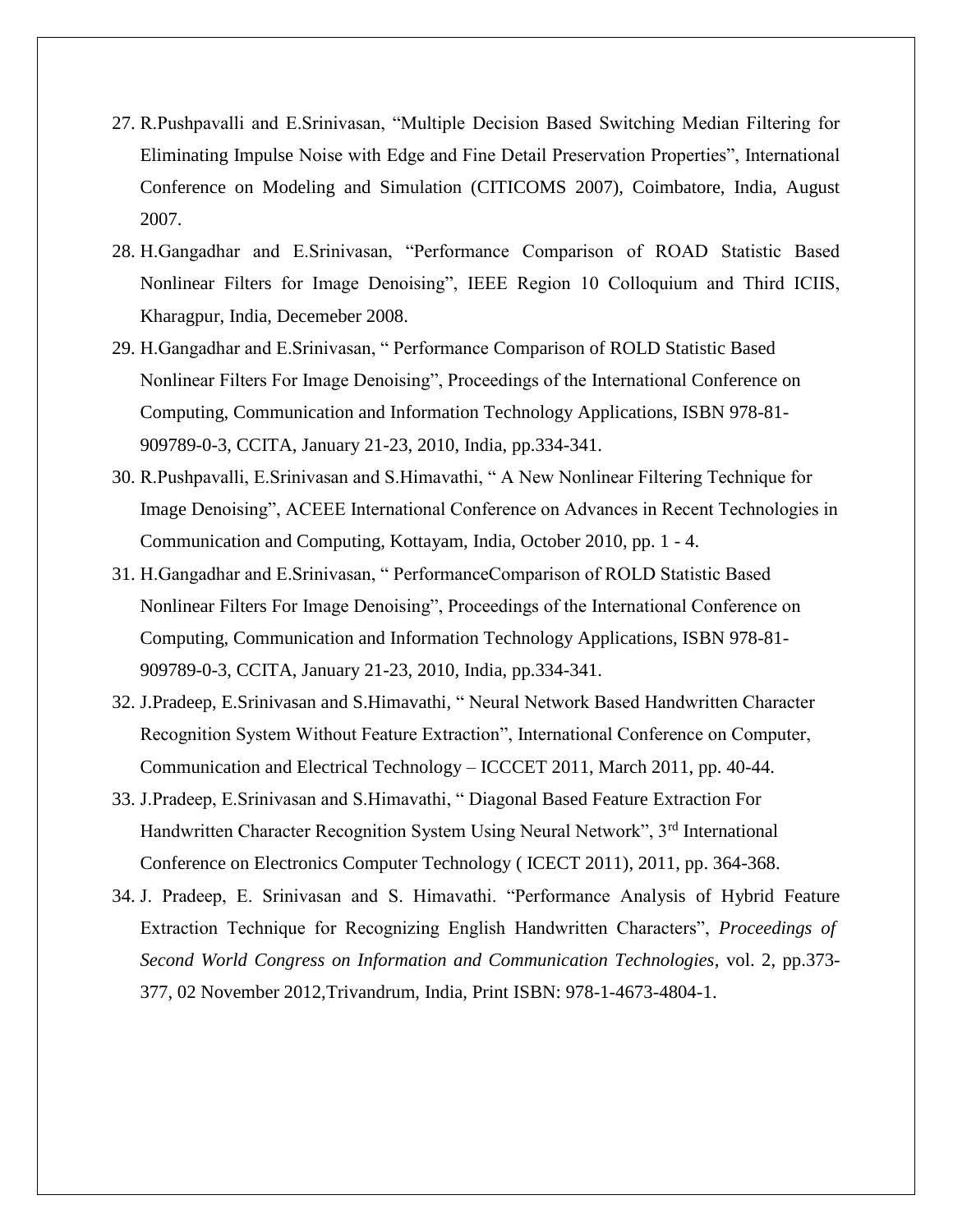27. R.Pushpavalli and E.Srinivasan, "Multiple Decision Based Switching Median Filtering for Eliminating Impulse Noise with Edge and Fine Detail Preservation Properties", International Conference on Modeling and Simulation (CITICOMS 2007), Coimbatore, India, August 2007.
28. H.Gangadhar and E.Srinivasan, "Performance Comparison of ROAD Statistic Based Nonlinear Filters for Image Denoising", IEEE Region 10 Colloquium and Third ICIIS, Kharagpur, India, Decemeber 2008.
29. H.Gangadhar and E.Srinivasan, " Performance Comparison of ROLD Statistic Based Nonlinear Filters For Image Denoising", Proceedings of the International Conference on Computing, Communication and Information Technology Applications, ISBN 978-81-909789-0-3, CCITA, January 21-23, 2010, India, pp.334-341.
30. R.Pushpavalli, E.Srinivasan and S.Himavathi, " A New Nonlinear Filtering Technique for Image Denoising", ACEEE International Conference on Advances in Recent Technologies in Communication and Computing, Kottayam, India, October 2010, pp. 1 - 4.
31. H.Gangadhar and E.Srinivasan, " PerformanceComparison of ROLD Statistic Based Nonlinear Filters For Image Denoising", Proceedings of the International Conference on Computing, Communication and Information Technology Applications, ISBN 978-81-909789-0-3, CCITA, January 21-23, 2010, India, pp.334-341.
32. J.Pradeep, E.Srinivasan and S.Himavathi, " Neural Network Based Handwritten Character Recognition System Without Feature Extraction", International Conference on Computer, Communication and Electrical Technology – ICCCET 2011, March 2011, pp. 40-44.
33. J.Pradeep, E.Srinivasan and S.Himavathi, " Diagonal Based Feature Extraction For Handwritten Character Recognition System Using Neural Network", 3rd International Conference on Electronics Computer Technology ( ICECT 2011), 2011, pp. 364-368.
34. J. Pradeep, E. Srinivasan and S. Himavathi. "Performance Analysis of Hybrid Feature Extraction Technique for Recognizing English Handwritten Characters", *Proceedings of Second World Congress on Information and Communication Technologies*, vol. 2, pp.373-377, 02 November 2012,Trivandrum, India, Print ISBN: 978-1-4673-4804-1.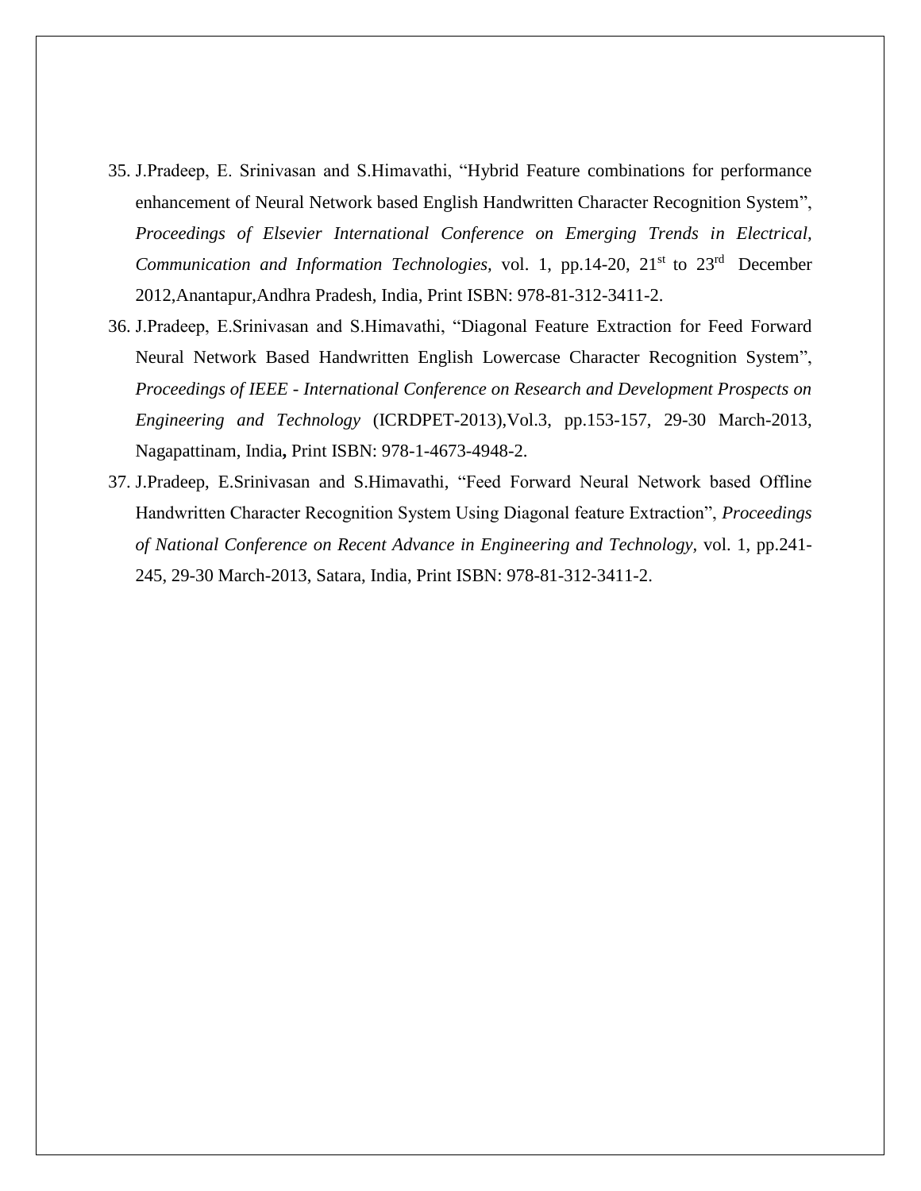35. J.Pradeep, E. Srinivasan and S.Himavathi, "Hybrid Feature combinations for performance enhancement of Neural Network based English Handwritten Character Recognition System", *Proceedings of Elsevier International Conference on Emerging Trends in Electrical, Communication and Information Technologies,* vol. 1, pp.14-20, 21st to 23rd December 2012,Anantapur,Andhra Pradesh, India, Print ISBN: 978-81-312-3411-2.
36. J.Pradeep, E.Srinivasan and S.Himavathi, "Diagonal Feature Extraction for Feed Forward Neural Network Based Handwritten English Lowercase Character Recognition System", *Proceedings of IEEE - International Conference on Research and Development Prospects on Engineering and Technology* (ICRDPET-2013),Vol.3, pp.153-157, 29-30 March-2013, Nagapattinam, India**,** Print ISBN: 978-1-4673-4948-2.
37. J.Pradeep, E.Srinivasan and S.Himavathi, "Feed Forward Neural Network based Offline Handwritten Character Recognition System Using Diagonal feature Extraction", *Proceedings of National Conference on Recent Advance in Engineering and Technology,* vol. 1, pp.241-245, 29-30 March-2013, Satara, India, Print ISBN: 978-81-312-3411-2.